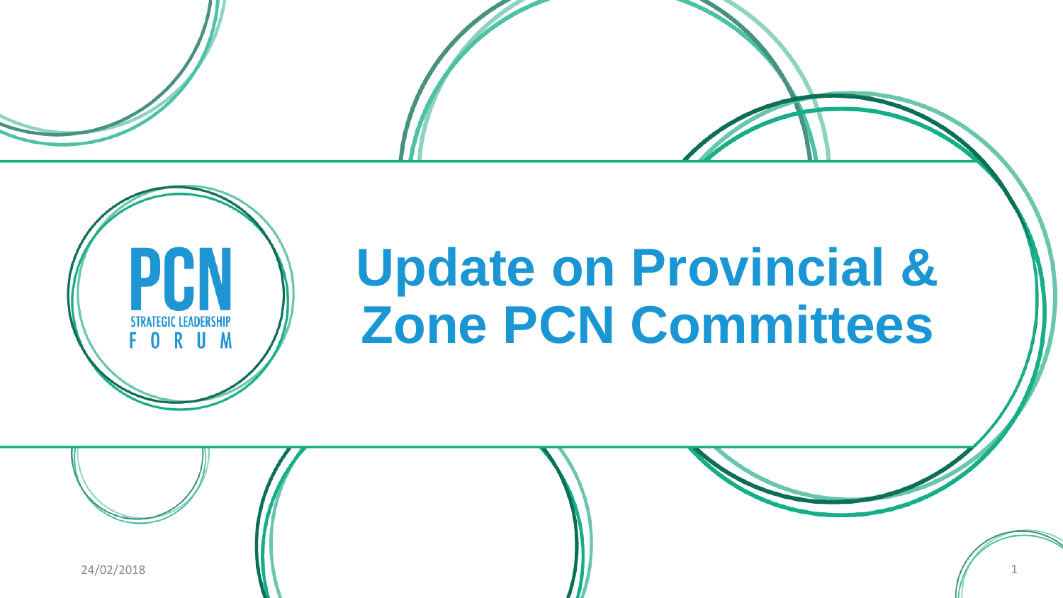PCN

STRATEGIC LEADERSHIP

FORUM

# Update on Provincial & Zone PCN Committees

24/02/2018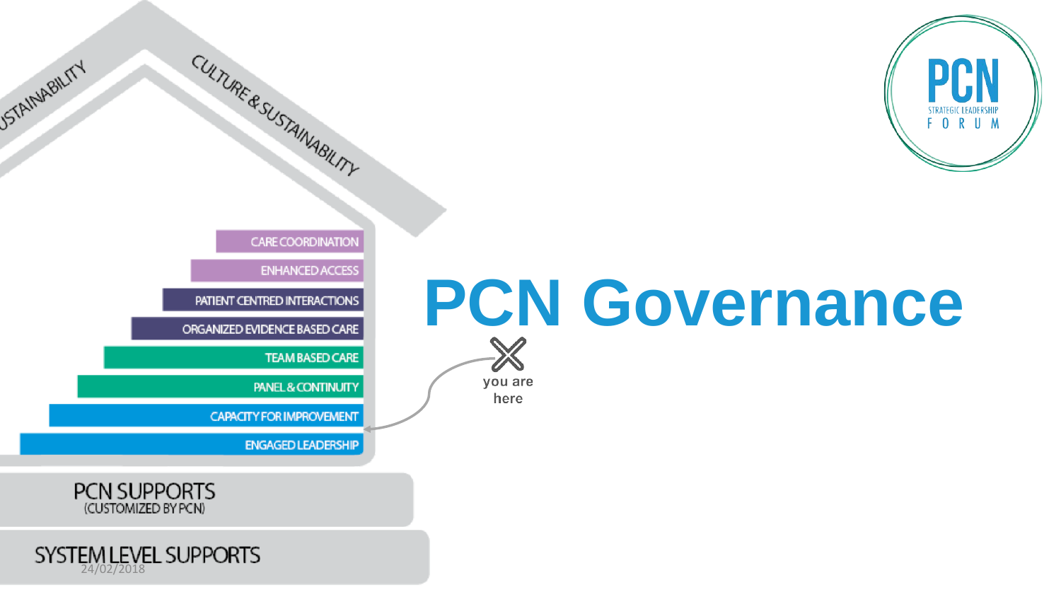# PCN Governance

SUSTAINABILITY

CULTURE & SUSTAINABILITY

- CARE COORDINATION
- ENHANCED ACCESS
- PATIENT CENTRED INTERACTIONS
- ORGANIZED EVIDENCE BASED CARE
- TEAM BASED CARE
- PANEL & CONTINUITY
- CAPACITY FOR IMPROVEMENT
- ENGAGED LEADERSHIP

you are here

PCN SUPPORTS
(CUSTOMIZED BY PCN)

SYSTEM LEVEL SUPPORTS

24/02/2018

PCN
STRATEGIC LEADERSHIP
FORUM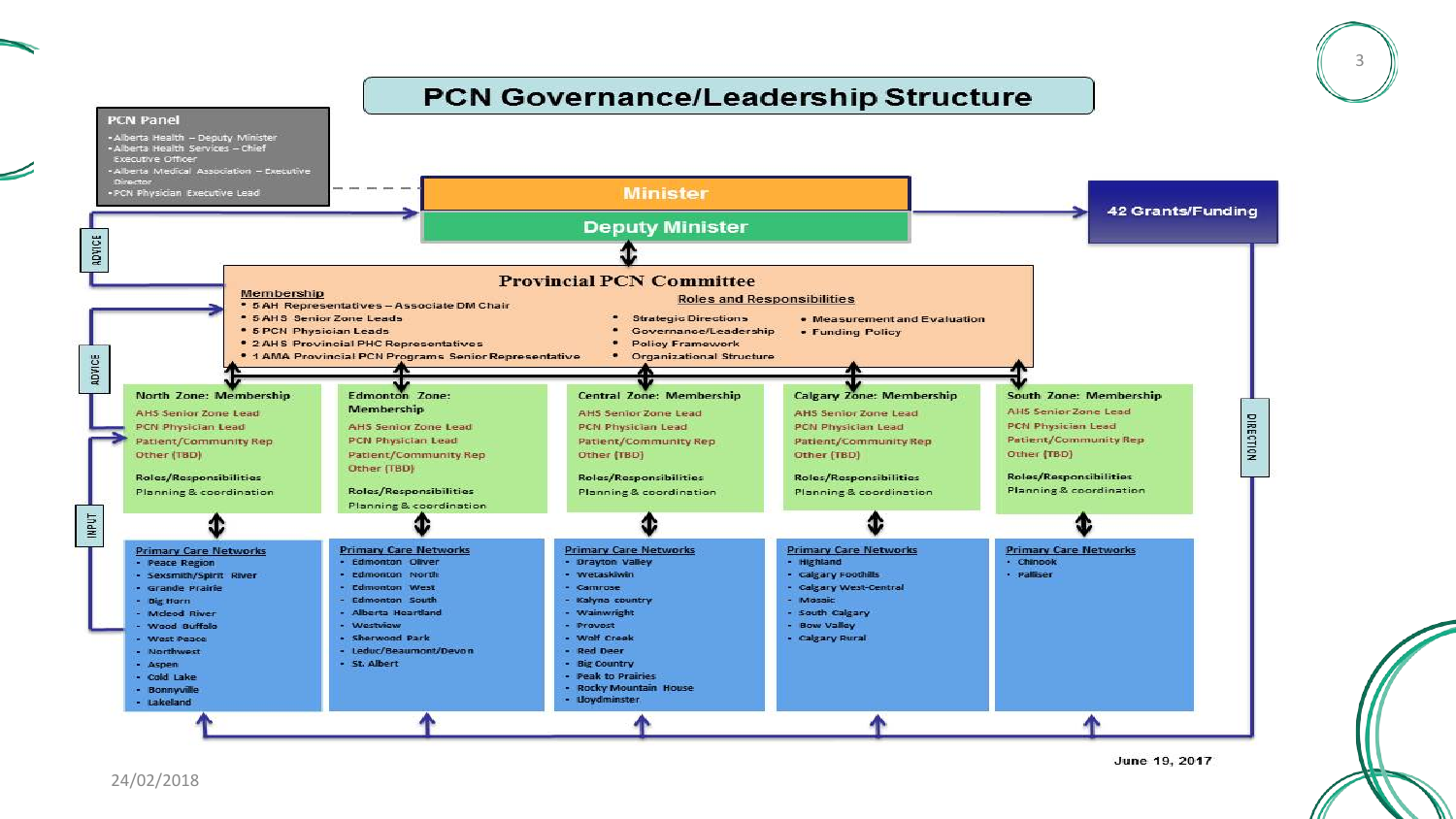# PCN Governance/Leadership Structure

**PCN Panel**

- Alberta Health – Deputy Minister
- Alberta Health Services – Chief Executive Officer
- Alberta Medical Association – Executive Director
- PCN Physician Executive Lead

ADVICE

**Minister**

**Deputy Minister**

**42 Grants/Funding**

## Provincial PCN Committee

**Membership**

- 5 AH Representatives – Associate DM Chair
- 5 AHS Senior Zone Leads
- 5 PCN Physician Leads
- 2 AHS Provincial PHC Representatives
- 1 AMA Provincial PCN Programs Senior Representative

**Roles and Responsibilities**

- Strategic Directions
- Governance/Leadership
- Policy Framework
- Organizational Structure
- Measurement and Evaluation
- Funding Policy

ADVICE

INPUT

DIRECTION

**North Zone: Membership**

AHS Senior Zone Lead
PCN Physician Lead
Patient/Community Rep
Other (TBD)

Roles/Responsibilities
Planning & coordination

**Edmonton Zone: Membership**

AHS Senior Zone Lead
PCN Physician Lead
Patient/Community Rep
Other (TBD)

Roles/Responsibilities
Planning & coordination

**Central Zone: Membership**

AHS Senior Zone Lead
PCN Physician Lead
Patient/Community Rep
Other (TBD)

Roles/Responsibilities
Planning & coordination

**Calgary Zone: Membership**

AHS Senior Zone Lead
PCN Physician Lead
Patient/Community Rep
Other (TBD)

Roles/Responsibilities
Planning & coordination

**South Zone: Membership**

AHS Senior Zone Lead
PCN Physician Lead
Patient/Community Rep
Other (TBD)

Roles/Responsibilities
Planning & coordination

**Primary Care Networks** (North)

- Peace Region
- Sexsmith/Spirit River
- Grande Prairie
- Big Horn
- Mcleod River
- Wood Buffalo
- West Peace
- Northwest
- Aspen
- Cold Lake
- Bonnyville
- Lakeland

**Primary Care Networks** (Edmonton)

- Edmonton Oliver
- Edmonton North
- Edmonton West
- Edmonton South
- Alberta Heartland
- Westview
- Sherwood Park
- Leduc/Beaumont/Devon
- St. Albert

**Primary Care Networks** (Central)

- Drayton Valley
- Wetaskiwin
- Camrose
- Kalyna country
- Wainwright
- Provost
- Wolf Creek
- Red Deer
- Big Country
- Peak to Prairies
- Rocky Mountain House
- Lloydminster

**Primary Care Networks** (Calgary)

- Highland
- Calgary Foothills
- Calgary West-Central
- Mosaic
- South Calgary
- Bow Valley
- Calgary Rural

**Primary Care Networks** (South)

- Chinook
- Palliser

June 19, 2017

24/02/2018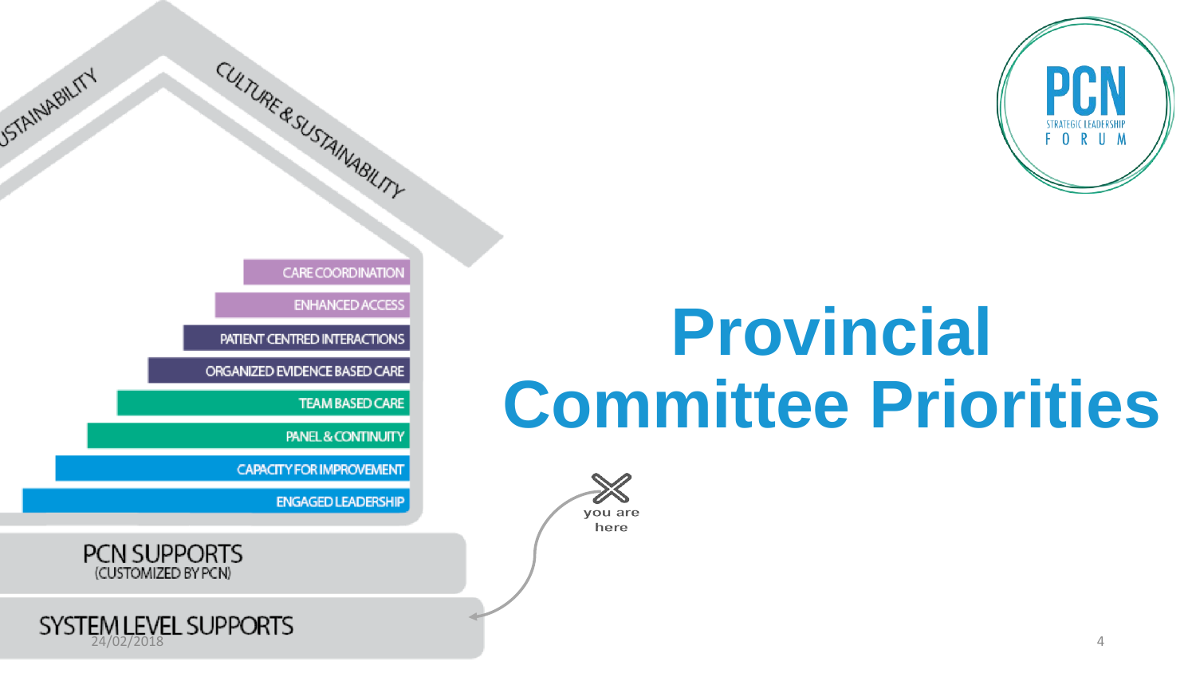STAINABILITY

CULTURE & SUSTAINABILITY

CARE COORDINATION

ENHANCED ACCESS

PATIENT CENTRED INTERACTIONS

ORGANIZED EVIDENCE BASED CARE

TEAM BASED CARE

PANEL & CONTINUITY

CAPACITY FOR IMPROVEMENT

ENGAGED LEADERSHIP

PCN SUPPORTS
(CUSTOMIZED BY PCN)

SYSTEM LEVEL SUPPORTS

24/02/2018

PCN
STRATEGIC LEADERSHIP
FORUM

# Provincial Committee Priorities

you are here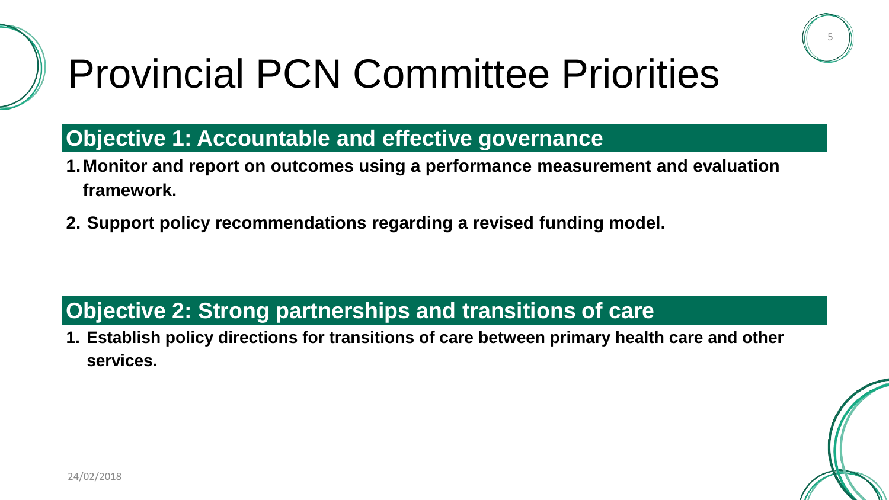# Provincial PCN Committee Priorities

## Objective 1: Accountable and effective governance

1. **Monitor and report on outcomes using a performance measurement and evaluation framework.**
2. **Support policy recommendations regarding a revised funding model.**

## Objective 2: Strong partnerships and transitions of care

1. **Establish policy directions for transitions of care between primary health care and other services.**

24/02/2018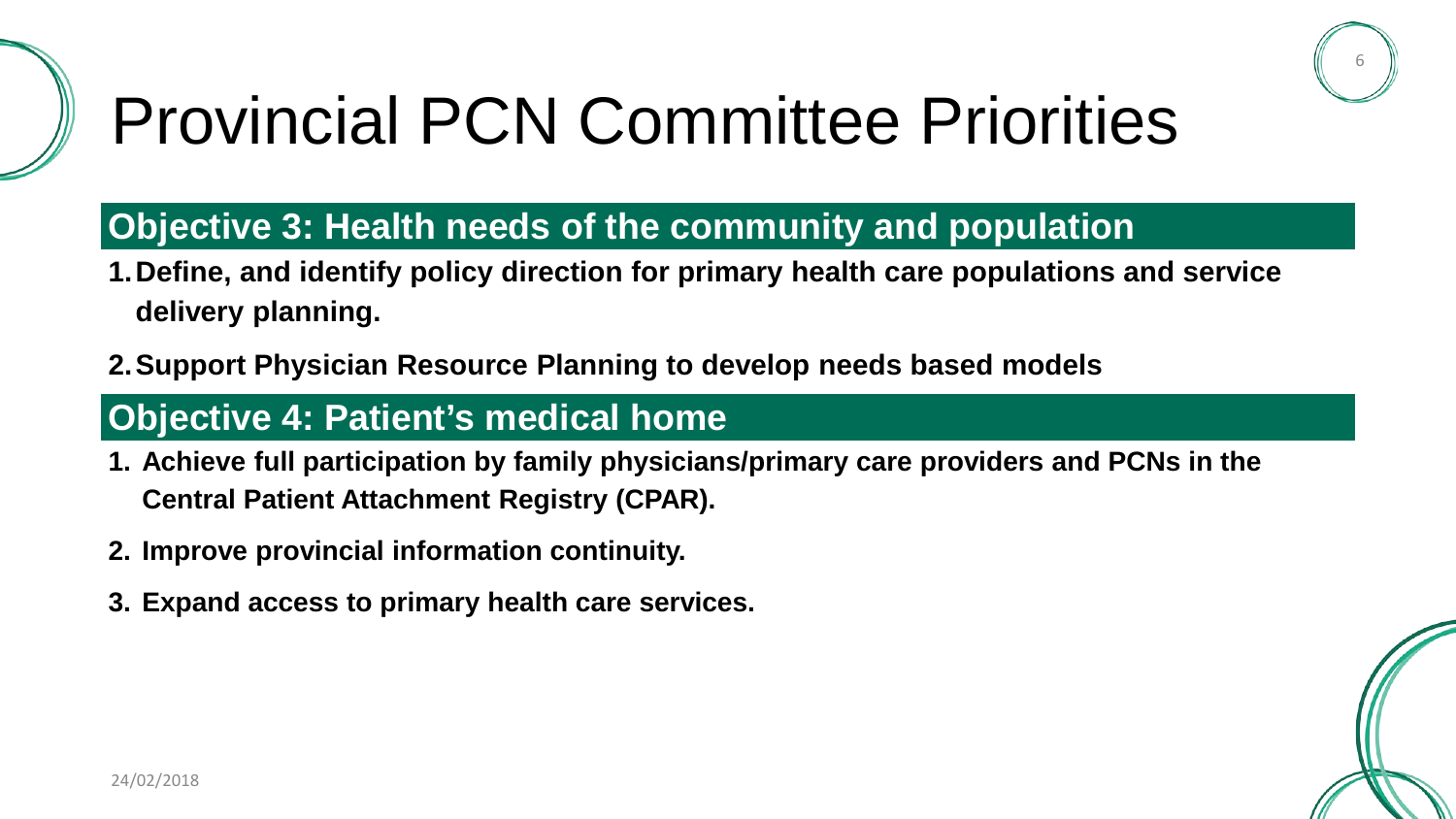# Provincial PCN Committee Priorities

## Objective 3: Health needs of the community and population

1. **Define, and identify policy direction for primary health care populations and service delivery planning.**
2. **Support Physician Resource Planning to develop needs based models**

## Objective 4: Patient's medical home

1. **Achieve full participation by family physicians/primary care providers and PCNs in the Central Patient Attachment Registry (CPAR).**
2. **Improve provincial information continuity.**
3. **Expand access to primary health care services.**

24/02/2018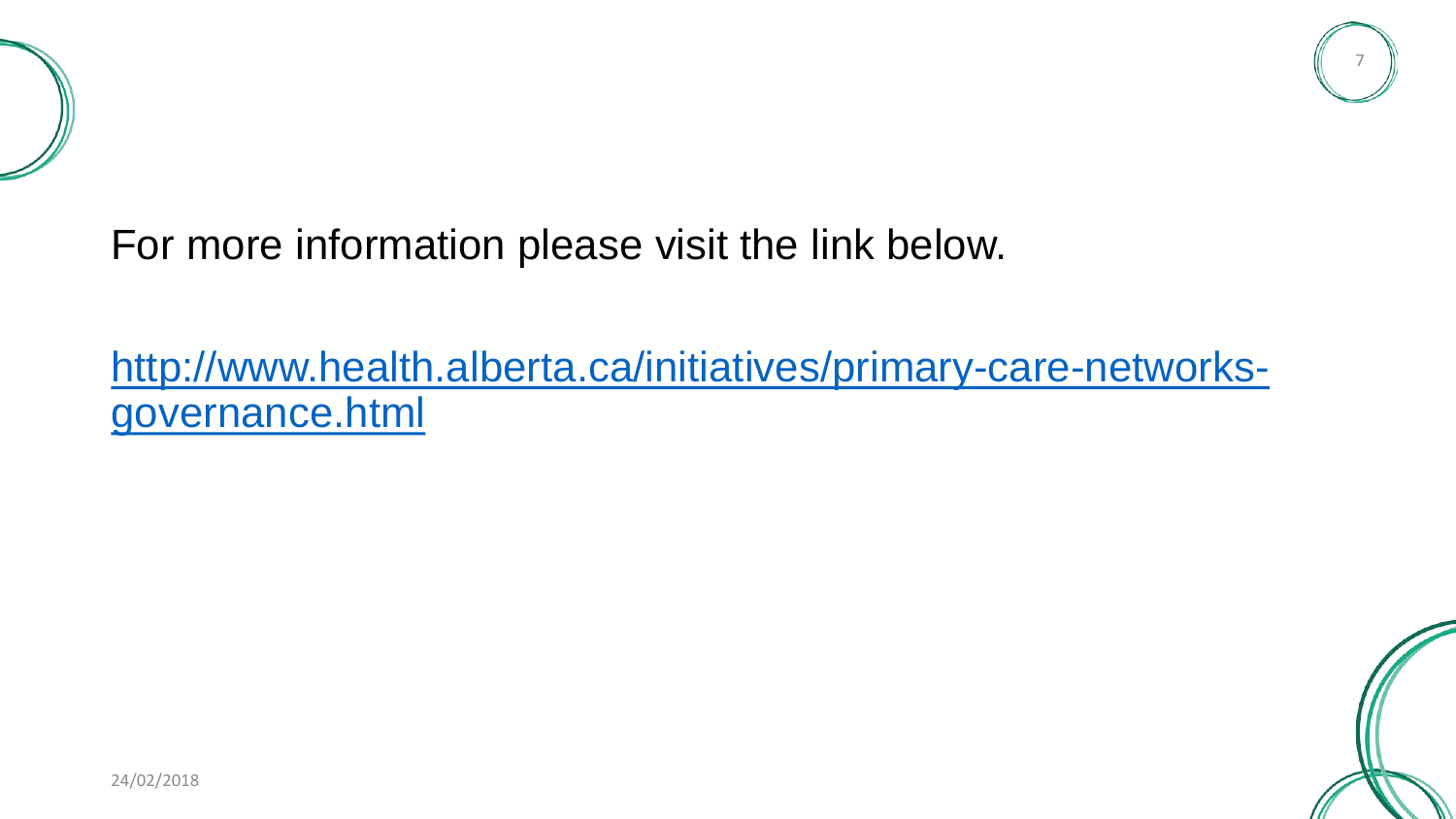For more information please visit the link below.

[http://www.health.alberta.ca/initiatives/primary-care-networks-governance.html](http://www.health.alberta.ca/initiatives/primary-care-networks-governance.html)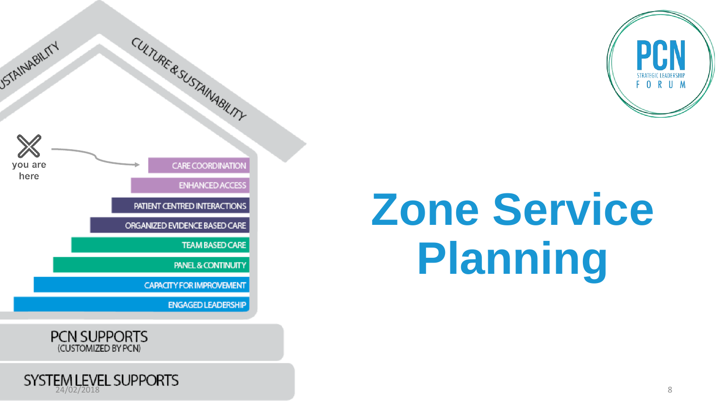# Zone Service Planning

USTAINABILITY

CULTURE & SUSTAINABILITY

you are here

- CARE COORDINATION
- ENHANCED ACCESS
- PATIENT CENTRED INTERACTIONS
- ORGANIZED EVIDENCE BASED CARE
- TEAM BASED CARE
- PANEL & CONTINUITY
- CAPACITY FOR IMPROVEMENT
- ENGAGED LEADERSHIP

PCN SUPPORTS
(CUSTOMIZED BY PCN)

SYSTEM LEVEL SUPPORTS

PCN STRATEGIC LEADERSHIP FORUM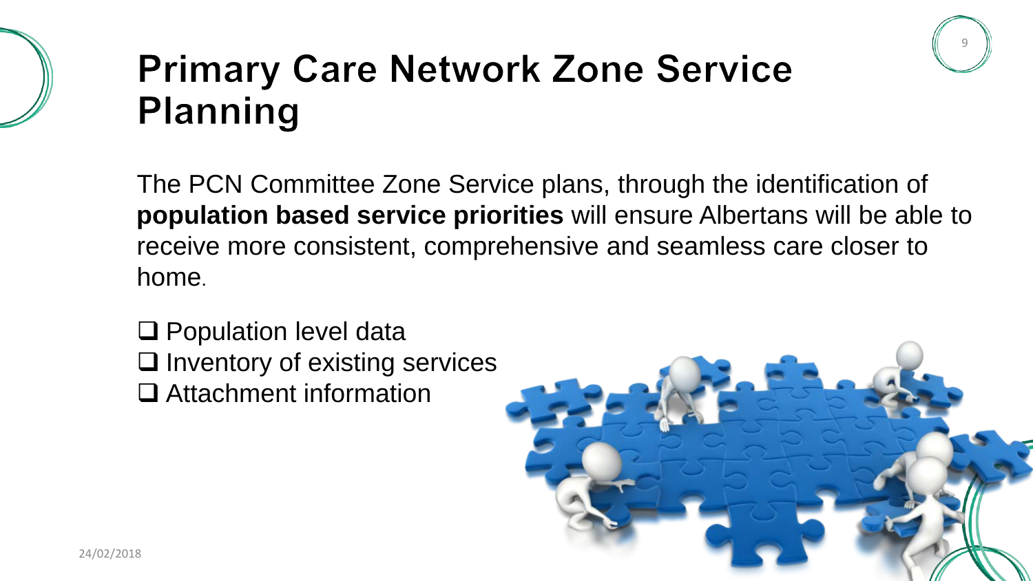# Primary Care Network Zone Service Planning

The PCN Committee Zone Service plans, through the identification of **population based service priorities** will ensure Albertans will be able to receive more consistent, comprehensive and seamless care closer to home.

- ❑ Population level data
- ❑ Inventory of existing services
- ❑ Attachment information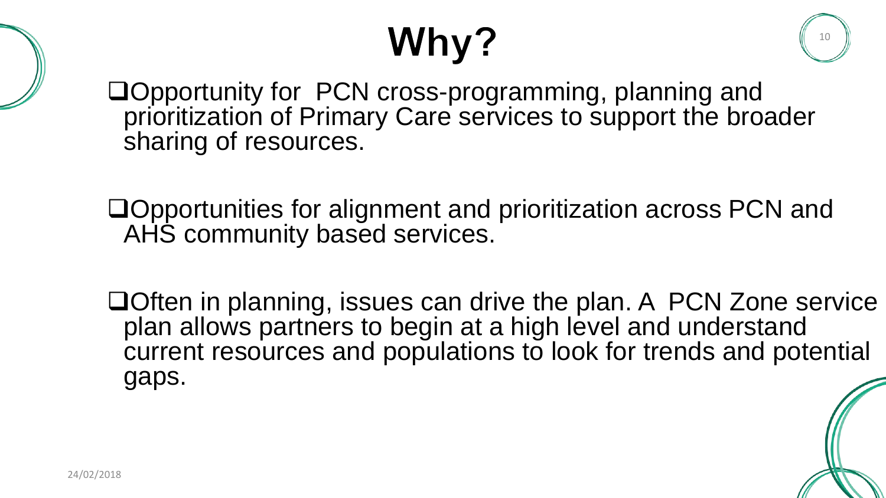# Why?

- Opportunity for PCN cross-programming, planning and prioritization of Primary Care services to support the broader sharing of resources.

- Opportunities for alignment and prioritization across PCN and AHS community based services.

- Often in planning, issues can drive the plan. A PCN Zone service plan allows partners to begin at a high level and understand current resources and populations to look for trends and potential gaps.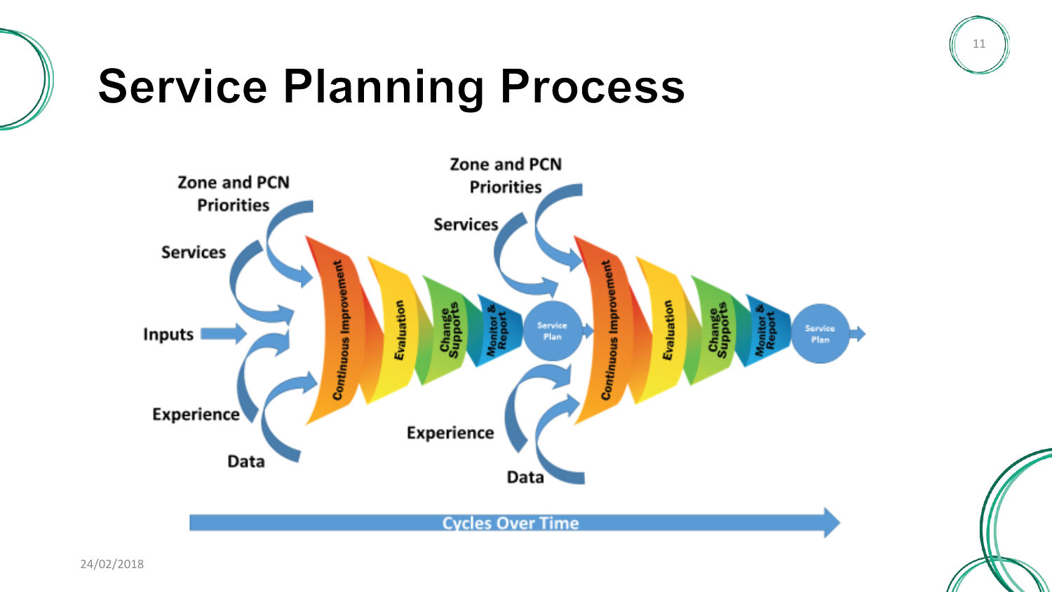# Service Planning Process

Zone and PCN Priorities

Services

Inputs

Experience

Data

Continuous Improvement

Evaluation

Change Supports

Monitor & Report

Service Plan

Zone and PCN Priorities

Services

Experience

Data

Continuous Improvement

Evaluation

Change Supports

Monitor & Report

Service Plan

Cycles Over Time

24/02/2018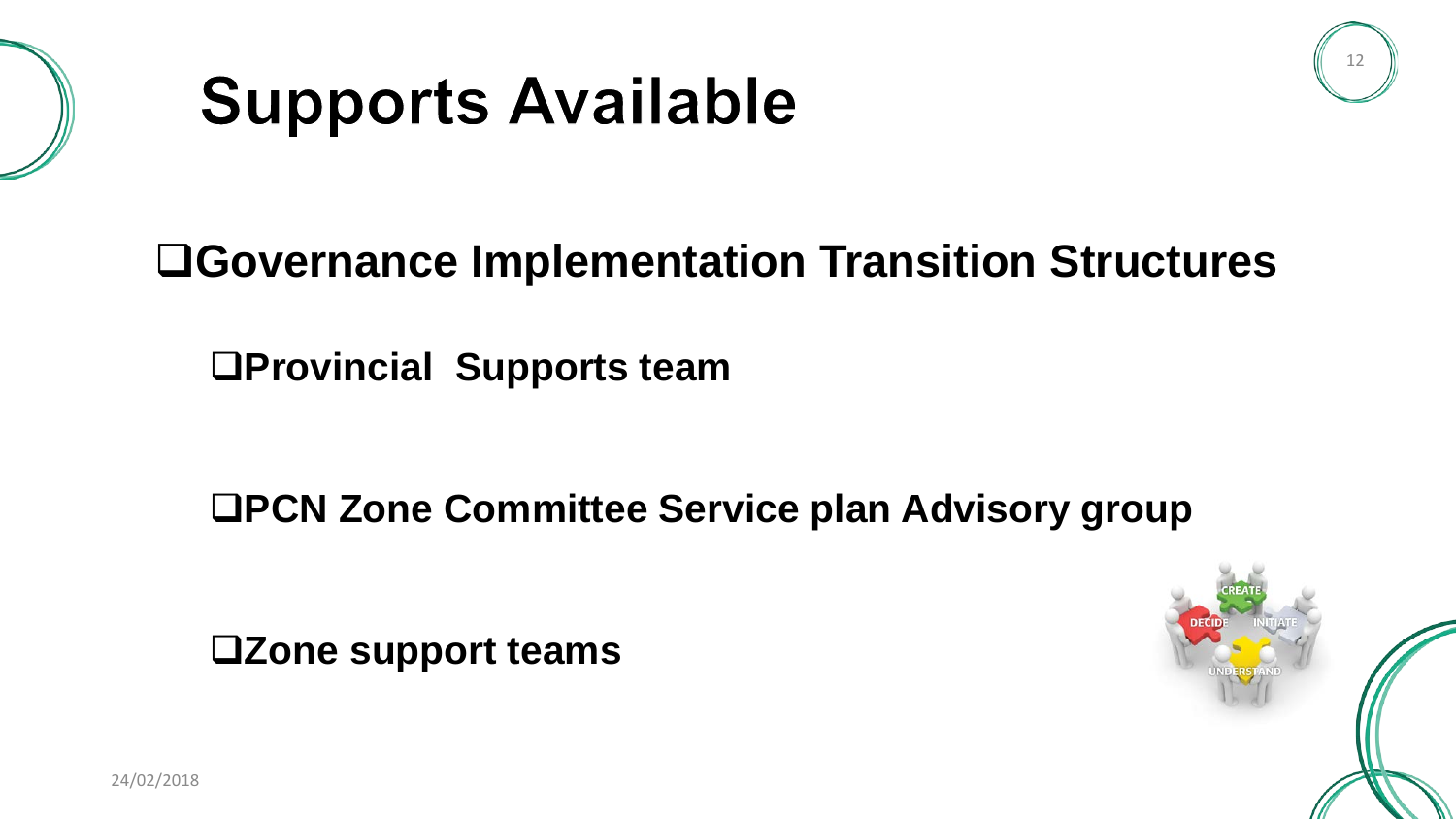# Supports Available

- Governance Implementation Transition Structures
  - Provincial  Supports team
  - PCN Zone Committee Service plan Advisory group
  - Zone support teams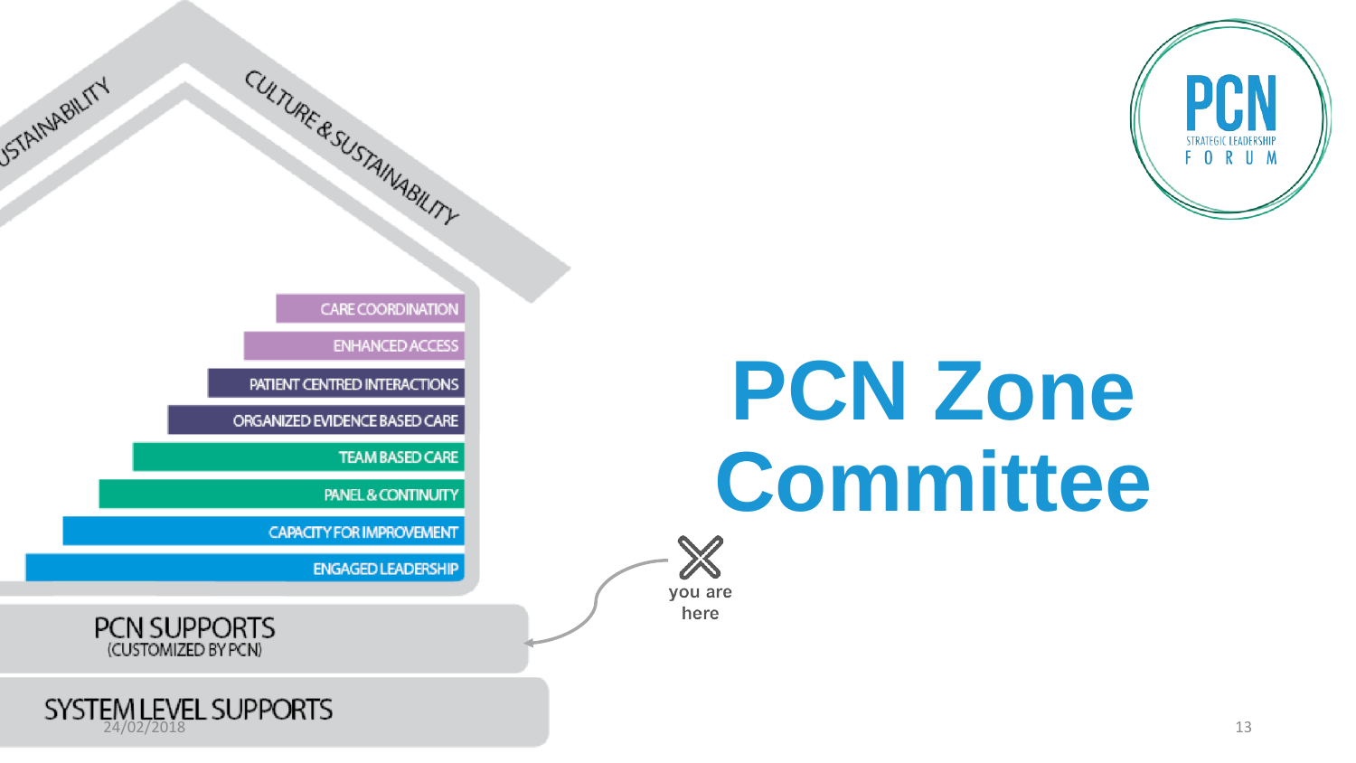# PCN Zone Committee

SUSTAINABILITY

CULTURE & SUSTAINABILITY

CARE COORDINATION

ENHANCED ACCESS

PATIENT CENTRED INTERACTIONS

ORGANIZED EVIDENCE BASED CARE

TEAM BASED CARE

PANEL & CONTINUITY

CAPACITY FOR IMPROVEMENT

ENGAGED LEADERSHIP

PCN SUPPORTS
(CUSTOMIZED BY PCN)

SYSTEM LEVEL SUPPORTS

you are here

PCN STRATEGIC LEADERSHIP FORUM

24/02/2018